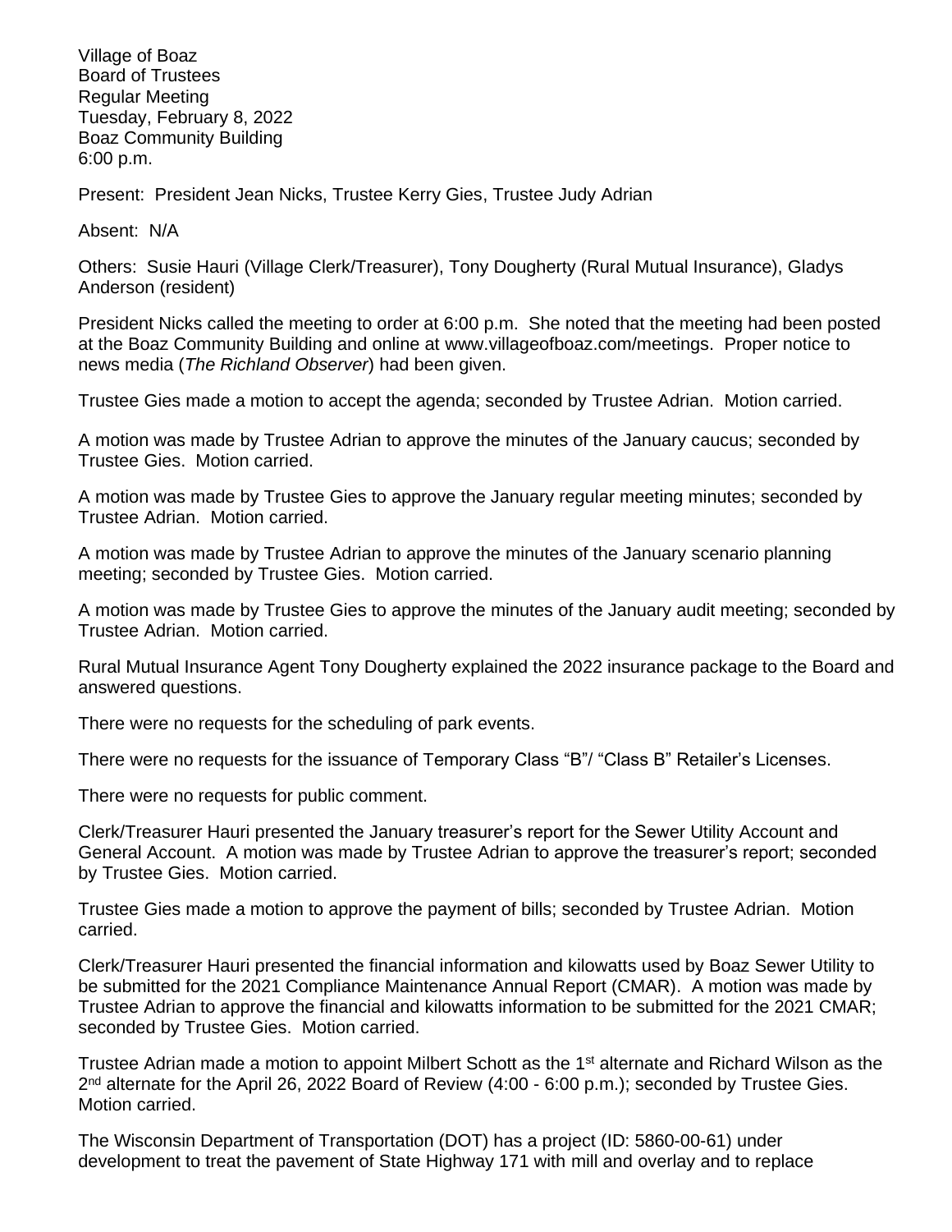Village of Boaz
Board of Trustees
Regular Meeting
Tuesday, February 8, 2022
Boaz Community Building
6:00 p.m.

Present: President Jean Nicks, Trustee Kerry Gies, Trustee Judy Adrian

Absent: N/A

Others: Susie Hauri (Village Clerk/Treasurer), Tony Dougherty (Rural Mutual Insurance), Gladys Anderson (resident)

President Nicks called the meeting to order at 6:00 p.m. She noted that the meeting had been posted at the Boaz Community Building and online at www.villageofboaz.com/meetings. Proper notice to news media (*The Richland Observer*) had been given.

Trustee Gies made a motion to accept the agenda; seconded by Trustee Adrian. Motion carried.

A motion was made by Trustee Adrian to approve the minutes of the January caucus; seconded by Trustee Gies. Motion carried.

A motion was made by Trustee Gies to approve the January regular meeting minutes; seconded by Trustee Adrian. Motion carried.

A motion was made by Trustee Adrian to approve the minutes of the January scenario planning meeting; seconded by Trustee Gies. Motion carried.

A motion was made by Trustee Gies to approve the minutes of the January audit meeting; seconded by Trustee Adrian. Motion carried.

Rural Mutual Insurance Agent Tony Dougherty explained the 2022 insurance package to the Board and answered questions.

There were no requests for the scheduling of park events.

There were no requests for the issuance of Temporary Class "B"/ "Class B" Retailer's Licenses.

There were no requests for public comment.

Clerk/Treasurer Hauri presented the January treasurer's report for the Sewer Utility Account and General Account. A motion was made by Trustee Adrian to approve the treasurer's report; seconded by Trustee Gies. Motion carried.

Trustee Gies made a motion to approve the payment of bills; seconded by Trustee Adrian. Motion carried.

Clerk/Treasurer Hauri presented the financial information and kilowatts used by Boaz Sewer Utility to be submitted for the 2021 Compliance Maintenance Annual Report (CMAR). A motion was made by Trustee Adrian to approve the financial and kilowatts information to be submitted for the 2021 CMAR; seconded by Trustee Gies. Motion carried.

Trustee Adrian made a motion to appoint Milbert Schott as the 1st alternate and Richard Wilson as the 2nd alternate for the April 26, 2022 Board of Review (4:00 - 6:00 p.m.); seconded by Trustee Gies. Motion carried.

The Wisconsin Department of Transportation (DOT) has a project (ID: 5860-00-61) under development to treat the pavement of State Highway 171 with mill and overlay and to replace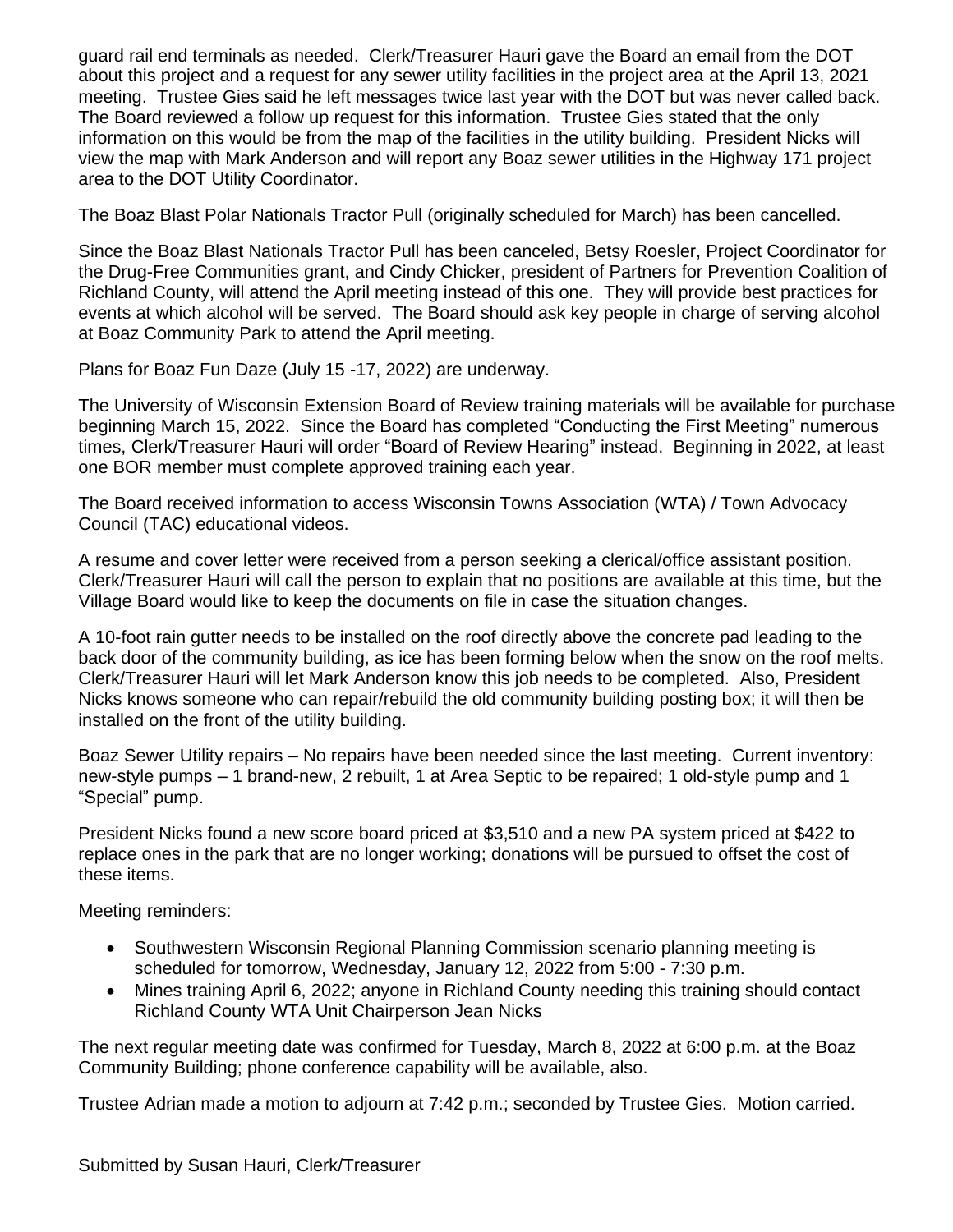guard rail end terminals as needed. Clerk/Treasurer Hauri gave the Board an email from the DOT about this project and a request for any sewer utility facilities in the project area at the April 13, 2021 meeting. Trustee Gies said he left messages twice last year with the DOT but was never called back. The Board reviewed a follow up request for this information. Trustee Gies stated that the only information on this would be from the map of the facilities in the utility building. President Nicks will view the map with Mark Anderson and will report any Boaz sewer utilities in the Highway 171 project area to the DOT Utility Coordinator.

The Boaz Blast Polar Nationals Tractor Pull (originally scheduled for March) has been cancelled.

Since the Boaz Blast Nationals Tractor Pull has been canceled, Betsy Roesler, Project Coordinator for the Drug-Free Communities grant, and Cindy Chicker, president of Partners for Prevention Coalition of Richland County, will attend the April meeting instead of this one. They will provide best practices for events at which alcohol will be served. The Board should ask key people in charge of serving alcohol at Boaz Community Park to attend the April meeting.

Plans for Boaz Fun Daze (July 15 -17, 2022) are underway.

The University of Wisconsin Extension Board of Review training materials will be available for purchase beginning March 15, 2022. Since the Board has completed "Conducting the First Meeting" numerous times, Clerk/Treasurer Hauri will order "Board of Review Hearing" instead. Beginning in 2022, at least one BOR member must complete approved training each year.

The Board received information to access Wisconsin Towns Association (WTA) / Town Advocacy Council (TAC) educational videos.

A resume and cover letter were received from a person seeking a clerical/office assistant position. Clerk/Treasurer Hauri will call the person to explain that no positions are available at this time, but the Village Board would like to keep the documents on file in case the situation changes.

A 10-foot rain gutter needs to be installed on the roof directly above the concrete pad leading to the back door of the community building, as ice has been forming below when the snow on the roof melts. Clerk/Treasurer Hauri will let Mark Anderson know this job needs to be completed. Also, President Nicks knows someone who can repair/rebuild the old community building posting box; it will then be installed on the front of the utility building.

Boaz Sewer Utility repairs – No repairs have been needed since the last meeting. Current inventory: new-style pumps – 1 brand-new, 2 rebuilt, 1 at Area Septic to be repaired; 1 old-style pump and 1 "Special" pump.

President Nicks found a new score board priced at $3,510 and a new PA system priced at $422 to replace ones in the park that are no longer working; donations will be pursued to offset the cost of these items.

Meeting reminders:

- Southwestern Wisconsin Regional Planning Commission scenario planning meeting is scheduled for tomorrow, Wednesday, January 12, 2022 from 5:00 - 7:30 p.m.
- Mines training April 6, 2022; anyone in Richland County needing this training should contact Richland County WTA Unit Chairperson Jean Nicks

The next regular meeting date was confirmed for Tuesday, March 8, 2022 at 6:00 p.m. at the Boaz Community Building; phone conference capability will be available, also.

Trustee Adrian made a motion to adjourn at 7:42 p.m.; seconded by Trustee Gies. Motion carried.

Submitted by Susan Hauri, Clerk/Treasurer